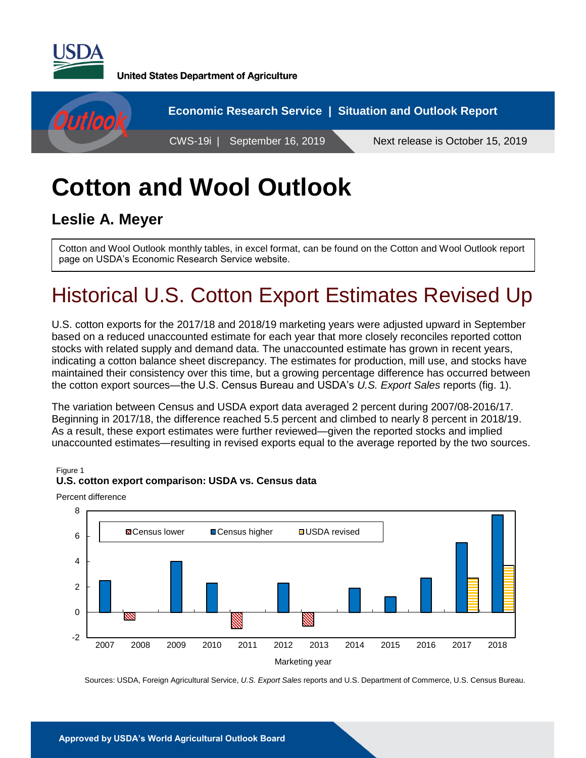United States Department of Agriculture

Economic Research Service | Situation and Outlook Report

CWS-19i | September 16, 2019

Next release is October 15, 2019

# Cotton and Wool Outlook

## Leslie A. Meyer

Cotton and Wool Outlook monthly tables, in excel format, can be found on the Cotton and Wool Outlook report page on USDA's Economic Research Service website.

# Historical U.S. Cotton Export Estimates Revised Up

U.S. cotton exports for the 2017/18 and 2018/19 marketing years were adjusted upward in September based on a reduced unaccounted estimate for each year that more closely reconciles reported cotton stocks with related supply and demand data. The unaccounted estimate has grown in recent years, indicating a cotton balance sheet discrepancy. The estimates for production, mill use, and stocks have maintained their consistency over this time, but a growing percentage difference has occurred between the cotton export sources—the U.S. Census Bureau and USDA's *U.S. Export Sales* reports (fig. 1).

The variation between Census and USDA export data averaged 2 percent during 2007/08-2016/17. Beginning in 2017/18, the difference reached 5.5 percent and climbed to nearly 8 percent in 2018/19. As a result, these export estimates were further reviewed—given the reported stocks and implied unaccounted estimates—resulting in revised exports equal to the average reported by the two sources.

Figure 1
**U.S. cotton export comparison: USDA vs. Census data**

Percent difference

Legend: Census lower; Census higher; USDA revised

Marketing year: 2007, 2008, 2009, 2010, 2011, 2012, 2013, 2014, 2015, 2016, 2017, 2018

Sources: USDA, Foreign Agricultural Service, *U.S. Export Sales* reports and U.S. Department of Commerce, U.S. Census Bureau.

**Approved by USDA's World Agricultural Outlook Board**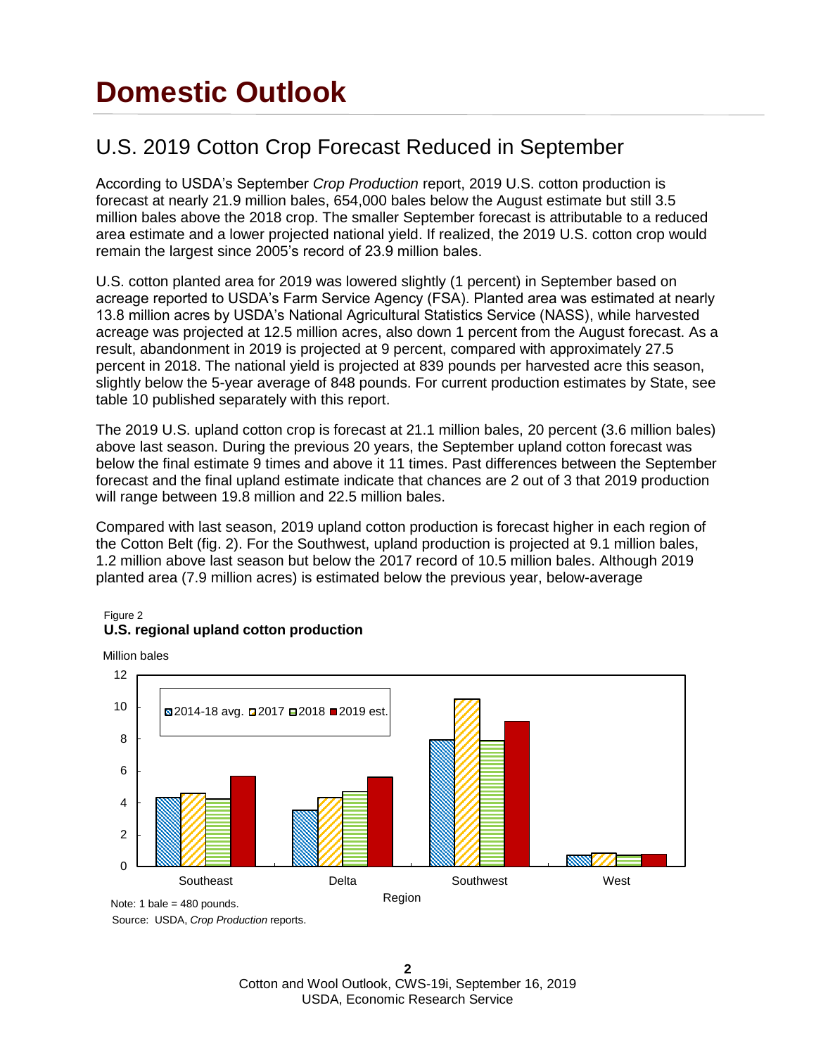# Domestic Outlook

## U.S. 2019 Cotton Crop Forecast Reduced in September

According to USDA's September *Crop Production* report, 2019 U.S. cotton production is forecast at nearly 21.9 million bales, 654,000 bales below the August estimate but still 3.5 million bales above the 2018 crop. The smaller September forecast is attributable to a reduced area estimate and a lower projected national yield. If realized, the 2019 U.S. cotton crop would remain the largest since 2005's record of 23.9 million bales.

U.S. cotton planted area for 2019 was lowered slightly (1 percent) in September based on acreage reported to USDA's Farm Service Agency (FSA). Planted area was estimated at nearly 13.8 million acres by USDA's National Agricultural Statistics Service (NASS), while harvested acreage was projected at 12.5 million acres, also down 1 percent from the August forecast. As a result, abandonment in 2019 is projected at 9 percent, compared with approximately 27.5 percent in 2018. The national yield is projected at 839 pounds per harvested acre this season, slightly below the 5-year average of 848 pounds. For current production estimates by State, see table 10 published separately with this report.

The 2019 U.S. upland cotton crop is forecast at 21.1 million bales, 20 percent (3.6 million bales) above last season. During the previous 20 years, the September upland cotton forecast was below the final estimate 9 times and above it 11 times. Past differences between the September forecast and the final upland estimate indicate that chances are 2 out of 3 that 2019 production will range between 19.8 million and 22.5 million bales.

Compared with last season, 2019 upland cotton production is forecast higher in each region of the Cotton Belt (fig. 2). For the Southwest, upland production is projected at 9.1 million bales, 1.2 million above last season but below the 2017 record of 10.5 million bales. Although 2019 planted area (7.9 million acres) is estimated below the previous year, below-average

Figure 2
**U.S. regional upland cotton production**

Million bales

Legend: 2014-18 avg., 2017, 2018, 2019 est.

Regions: Southeast, Delta, Southwest, West

Note: 1 bale = 480 pounds.

Source: USDA, *Crop Production* reports.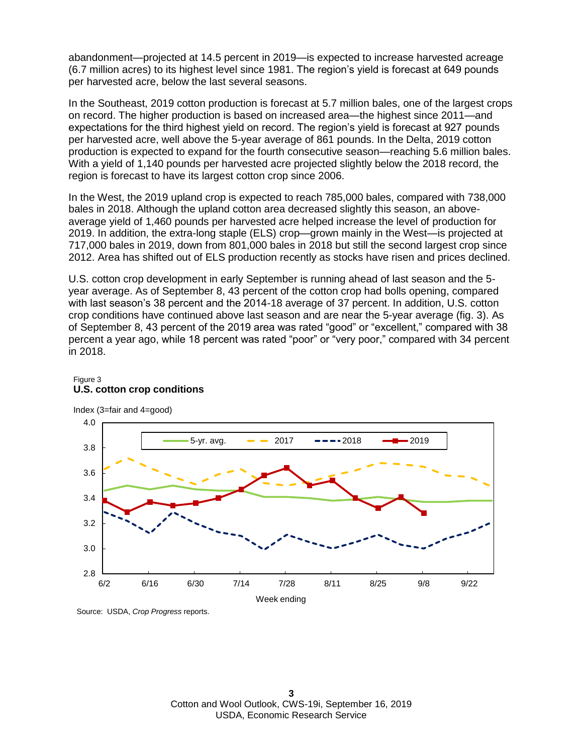abandonment—projected at 14.5 percent in 2019—is expected to increase harvested acreage (6.7 million acres) to its highest level since 1981. The region's yield is forecast at 649 pounds per harvested acre, below the last several seasons.

In the Southeast, 2019 cotton production is forecast at 5.7 million bales, one of the largest crops on record. The higher production is based on increased area—the highest since 2011—and expectations for the third highest yield on record. The region's yield is forecast at 927 pounds per harvested acre, well above the 5-year average of 861 pounds. In the Delta, 2019 cotton production is expected to expand for the fourth consecutive season—reaching 5.6 million bales. With a yield of 1,140 pounds per harvested acre projected slightly below the 2018 record, the region is forecast to have its largest cotton crop since 2006.

In the West, the 2019 upland crop is expected to reach 785,000 bales, compared with 738,000 bales in 2018. Although the upland cotton area decreased slightly this season, an above-average yield of 1,460 pounds per harvested acre helped increase the level of production for 2019. In addition, the extra-long staple (ELS) crop—grown mainly in the West—is projected at 717,000 bales in 2019, down from 801,000 bales in 2018 but still the second largest crop since 2012. Area has shifted out of ELS production recently as stocks have risen and prices declined.

U.S. cotton crop development in early September is running ahead of last season and the 5-year average. As of September 8, 43 percent of the cotton crop had bolls opening, compared with last season's 38 percent and the 2014-18 average of 37 percent. In addition, U.S. cotton crop conditions have continued above last season and are near the 5-year average (fig. 3). As of September 8, 43 percent of the 2019 area was rated "good" or "excellent," compared with 38 percent a year ago, while 18 percent was rated "poor" or "very poor," compared with 34 percent in 2018.

Figure 3
**U.S. cotton crop conditions**

Source: USDA, *Crop Progress* reports.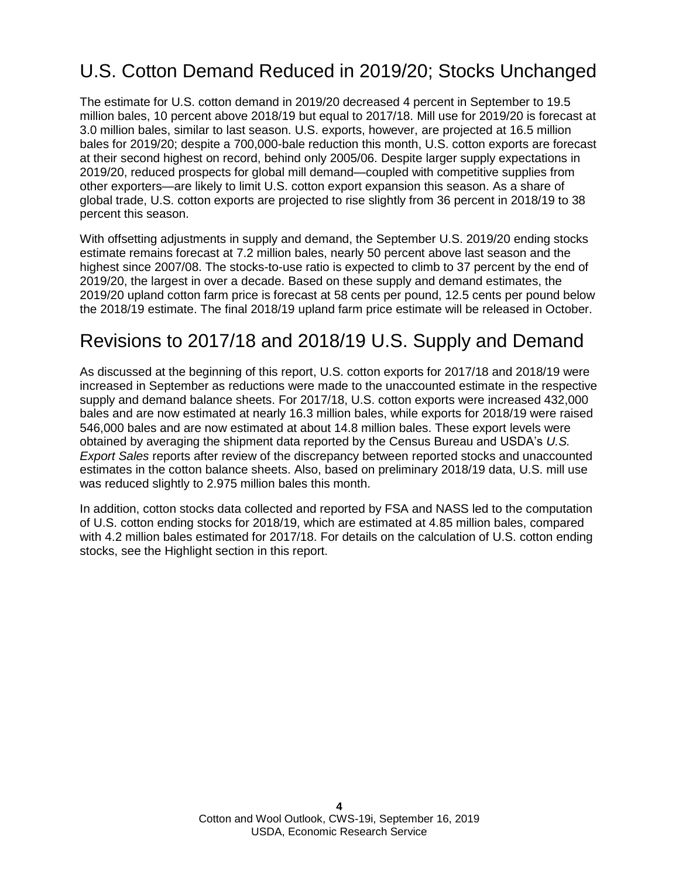## U.S. Cotton Demand Reduced in 2019/20; Stocks Unchanged

The estimate for U.S. cotton demand in 2019/20 decreased 4 percent in September to 19.5 million bales, 10 percent above 2018/19 but equal to 2017/18. Mill use for 2019/20 is forecast at 3.0 million bales, similar to last season. U.S. exports, however, are projected at 16.5 million bales for 2019/20; despite a 700,000-bale reduction this month, U.S. cotton exports are forecast at their second highest on record, behind only 2005/06. Despite larger supply expectations in 2019/20, reduced prospects for global mill demand—coupled with competitive supplies from other exporters—are likely to limit U.S. cotton export expansion this season. As a share of global trade, U.S. cotton exports are projected to rise slightly from 36 percent in 2018/19 to 38 percent this season.

With offsetting adjustments in supply and demand, the September U.S. 2019/20 ending stocks estimate remains forecast at 7.2 million bales, nearly 50 percent above last season and the highest since 2007/08. The stocks-to-use ratio is expected to climb to 37 percent by the end of 2019/20, the largest in over a decade. Based on these supply and demand estimates, the 2019/20 upland cotton farm price is forecast at 58 cents per pound, 12.5 cents per pound below the 2018/19 estimate. The final 2018/19 upland farm price estimate will be released in October.

## Revisions to 2017/18 and 2018/19 U.S. Supply and Demand

As discussed at the beginning of this report, U.S. cotton exports for 2017/18 and 2018/19 were increased in September as reductions were made to the unaccounted estimate in the respective supply and demand balance sheets. For 2017/18, U.S. cotton exports were increased 432,000 bales and are now estimated at nearly 16.3 million bales, while exports for 2018/19 were raised 546,000 bales and are now estimated at about 14.8 million bales. These export levels were obtained by averaging the shipment data reported by the Census Bureau and USDA's *U.S. Export Sales* reports after review of the discrepancy between reported stocks and unaccounted estimates in the cotton balance sheets. Also, based on preliminary 2018/19 data, U.S. mill use was reduced slightly to 2.975 million bales this month.

In addition, cotton stocks data collected and reported by FSA and NASS led to the computation of U.S. cotton ending stocks for 2018/19, which are estimated at 4.85 million bales, compared with 4.2 million bales estimated for 2017/18. For details on the calculation of U.S. cotton ending stocks, see the Highlight section in this report.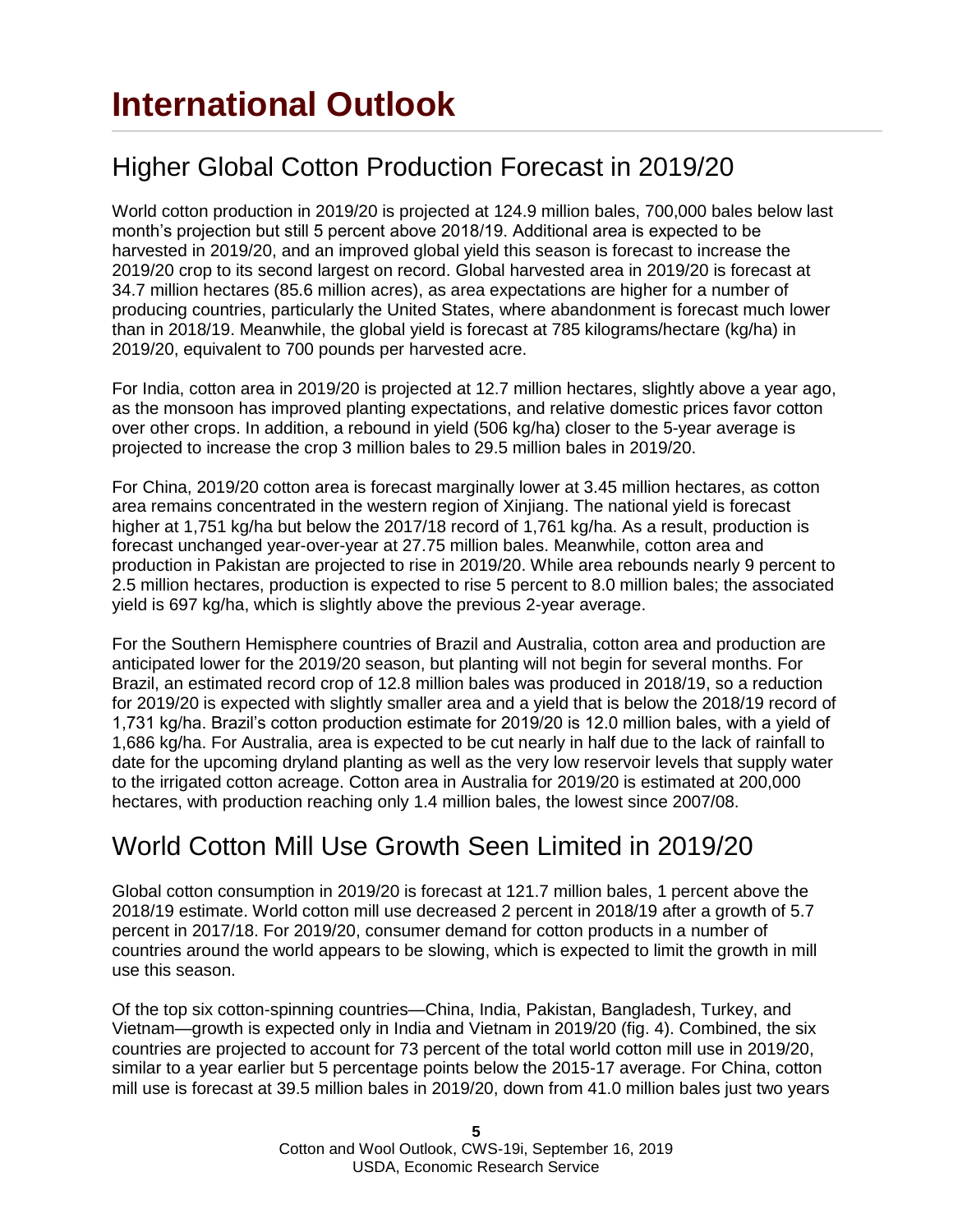# International Outlook

## Higher Global Cotton Production Forecast in 2019/20

World cotton production in 2019/20 is projected at 124.9 million bales, 700,000 bales below last month's projection but still 5 percent above 2018/19. Additional area is expected to be harvested in 2019/20, and an improved global yield this season is forecast to increase the 2019/20 crop to its second largest on record. Global harvested area in 2019/20 is forecast at 34.7 million hectares (85.6 million acres), as area expectations are higher for a number of producing countries, particularly the United States, where abandonment is forecast much lower than in 2018/19. Meanwhile, the global yield is forecast at 785 kilograms/hectare (kg/ha) in 2019/20, equivalent to 700 pounds per harvested acre.

For India, cotton area in 2019/20 is projected at 12.7 million hectares, slightly above a year ago, as the monsoon has improved planting expectations, and relative domestic prices favor cotton over other crops. In addition, a rebound in yield (506 kg/ha) closer to the 5-year average is projected to increase the crop 3 million bales to 29.5 million bales in 2019/20.

For China, 2019/20 cotton area is forecast marginally lower at 3.45 million hectares, as cotton area remains concentrated in the western region of Xinjiang. The national yield is forecast higher at 1,751 kg/ha but below the 2017/18 record of 1,761 kg/ha. As a result, production is forecast unchanged year-over-year at 27.75 million bales. Meanwhile, cotton area and production in Pakistan are projected to rise in 2019/20. While area rebounds nearly 9 percent to 2.5 million hectares, production is expected to rise 5 percent to 8.0 million bales; the associated yield is 697 kg/ha, which is slightly above the previous 2-year average.

For the Southern Hemisphere countries of Brazil and Australia, cotton area and production are anticipated lower for the 2019/20 season, but planting will not begin for several months. For Brazil, an estimated record crop of 12.8 million bales was produced in 2018/19, so a reduction for 2019/20 is expected with slightly smaller area and a yield that is below the 2018/19 record of 1,731 kg/ha. Brazil's cotton production estimate for 2019/20 is 12.0 million bales, with a yield of 1,686 kg/ha. For Australia, area is expected to be cut nearly in half due to the lack of rainfall to date for the upcoming dryland planting as well as the very low reservoir levels that supply water to the irrigated cotton acreage. Cotton area in Australia for 2019/20 is estimated at 200,000 hectares, with production reaching only 1.4 million bales, the lowest since 2007/08.

## World Cotton Mill Use Growth Seen Limited in 2019/20

Global cotton consumption in 2019/20 is forecast at 121.7 million bales, 1 percent above the 2018/19 estimate. World cotton mill use decreased 2 percent in 2018/19 after a growth of 5.7 percent in 2017/18. For 2019/20, consumer demand for cotton products in a number of countries around the world appears to be slowing, which is expected to limit the growth in mill use this season.

Of the top six cotton-spinning countries—China, India, Pakistan, Bangladesh, Turkey, and Vietnam—growth is expected only in India and Vietnam in 2019/20 (fig. 4). Combined, the six countries are projected to account for 73 percent of the total world cotton mill use in 2019/20, similar to a year earlier but 5 percentage points below the 2015-17 average. For China, cotton mill use is forecast at 39.5 million bales in 2019/20, down from 41.0 million bales just two years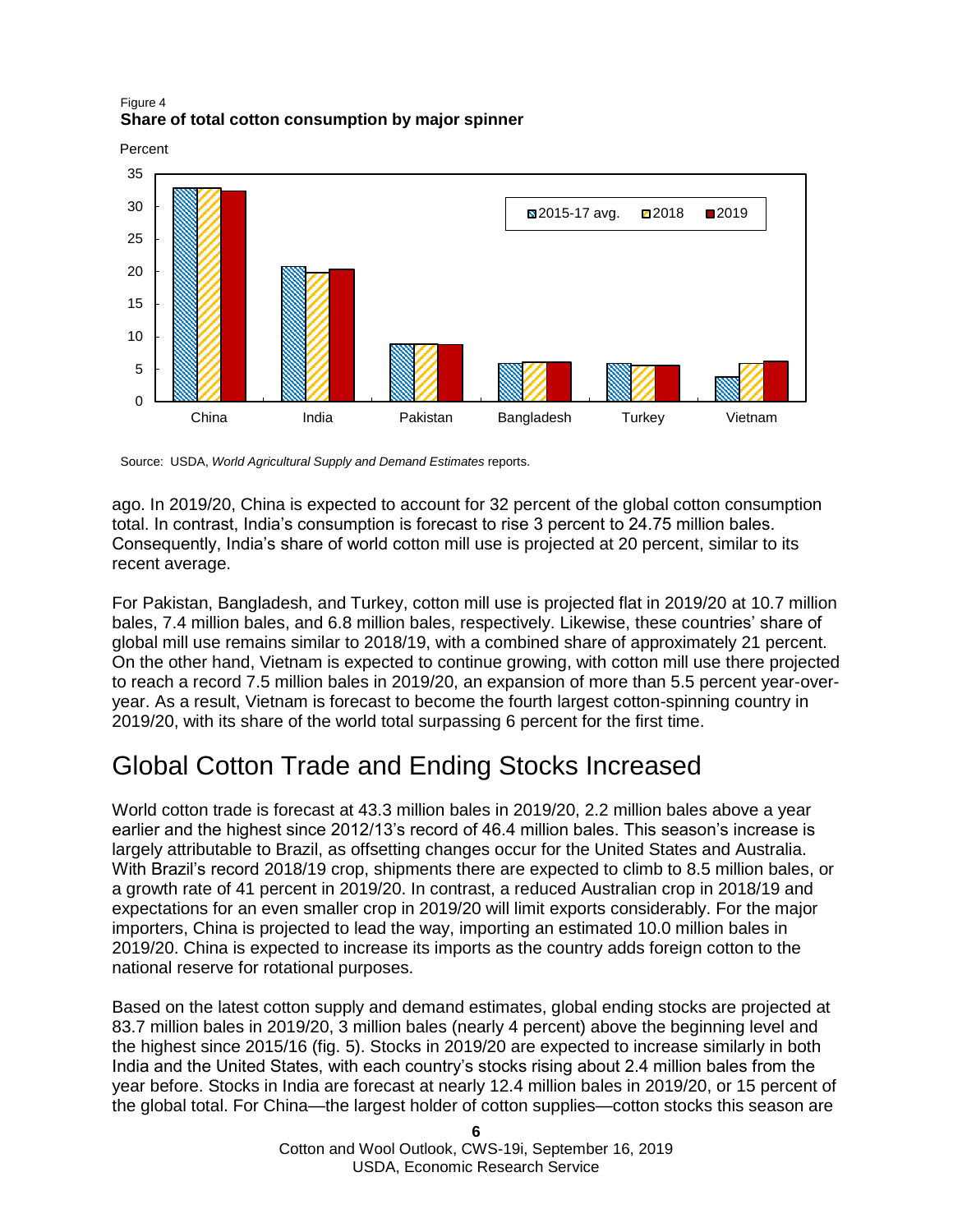Figure 4
**Share of total cotton consumption by major spinner**

Source: USDA, *World Agricultural Supply and Demand Estimates* reports.

ago. In 2019/20, China is expected to account for 32 percent of the global cotton consumption total. In contrast, India's consumption is forecast to rise 3 percent to 24.75 million bales. Consequently, India's share of world cotton mill use is projected at 20 percent, similar to its recent average.

For Pakistan, Bangladesh, and Turkey, cotton mill use is projected flat in 2019/20 at 10.7 million bales, 7.4 million bales, and 6.8 million bales, respectively. Likewise, these countries' share of global mill use remains similar to 2018/19, with a combined share of approximately 21 percent. On the other hand, Vietnam is expected to continue growing, with cotton mill use there projected to reach a record 7.5 million bales in 2019/20, an expansion of more than 5.5 percent year-over-year. As a result, Vietnam is forecast to become the fourth largest cotton-spinning country in 2019/20, with its share of the world total surpassing 6 percent for the first time.

## Global Cotton Trade and Ending Stocks Increased

World cotton trade is forecast at 43.3 million bales in 2019/20, 2.2 million bales above a year earlier and the highest since 2012/13's record of 46.4 million bales. This season's increase is largely attributable to Brazil, as offsetting changes occur for the United States and Australia. With Brazil's record 2018/19 crop, shipments there are expected to climb to 8.5 million bales, or a growth rate of 41 percent in 2019/20. In contrast, a reduced Australian crop in 2018/19 and expectations for an even smaller crop in 2019/20 will limit exports considerably. For the major importers, China is projected to lead the way, importing an estimated 10.0 million bales in 2019/20. China is expected to increase its imports as the country adds foreign cotton to the national reserve for rotational purposes.

Based on the latest cotton supply and demand estimates, global ending stocks are projected at 83.7 million bales in 2019/20, 3 million bales (nearly 4 percent) above the beginning level and the highest since 2015/16 (fig. 5). Stocks in 2019/20 are expected to increase similarly in both India and the United States, with each country's stocks rising about 2.4 million bales from the year before. Stocks in India are forecast at nearly 12.4 million bales in 2019/20, or 15 percent of the global total. For China—the largest holder of cotton supplies—cotton stocks this season are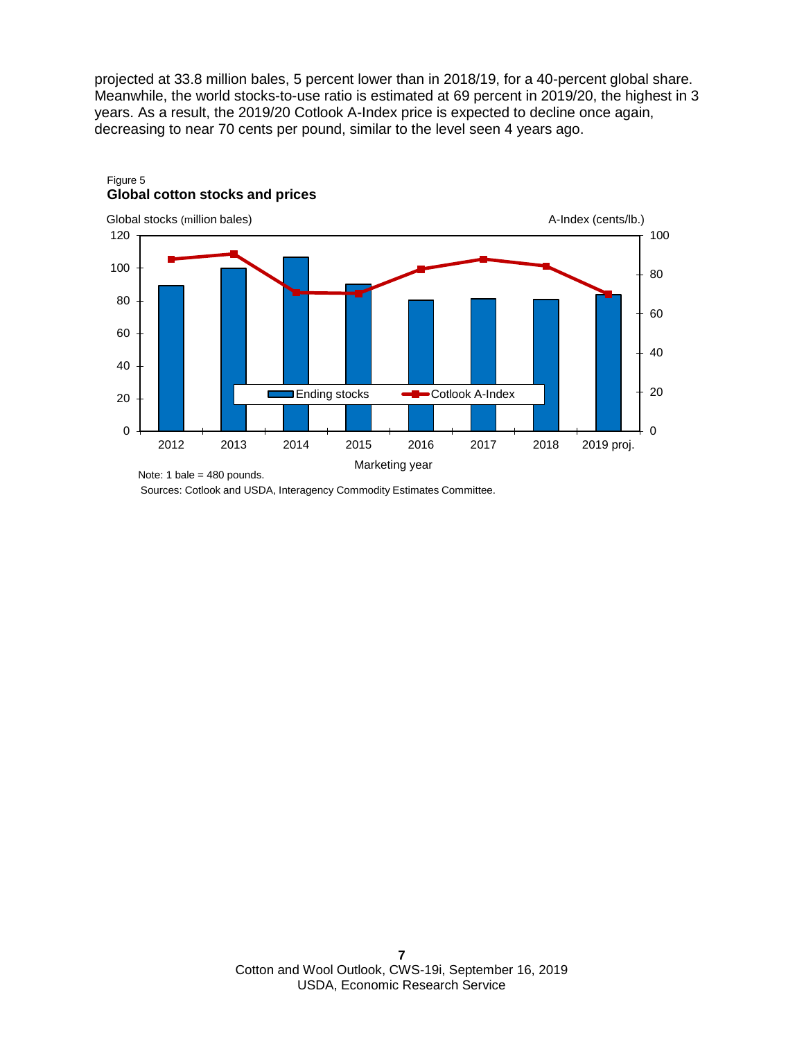projected at 33.8 million bales, 5 percent lower than in 2018/19, for a 40-percent global share. Meanwhile, the world stocks-to-use ratio is estimated at 69 percent in 2019/20, the highest in 3 years. As a result, the 2019/20 Cotlook A-Index price is expected to decline once again, decreasing to near 70 cents per pound, similar to the level seen 4 years ago.

Figure 5
**Global cotton stocks and prices**

Global stocks (million bales) | A-Index (cents/lb.)

Legend: Ending stocks; Cotlook A-Index

Marketing year: 2012, 2013, 2014, 2015, 2016, 2017, 2018, 2019 proj.

Note: 1 bale = 480 pounds.

Sources: Cotlook and USDA, Interagency Commodity Estimates Committee.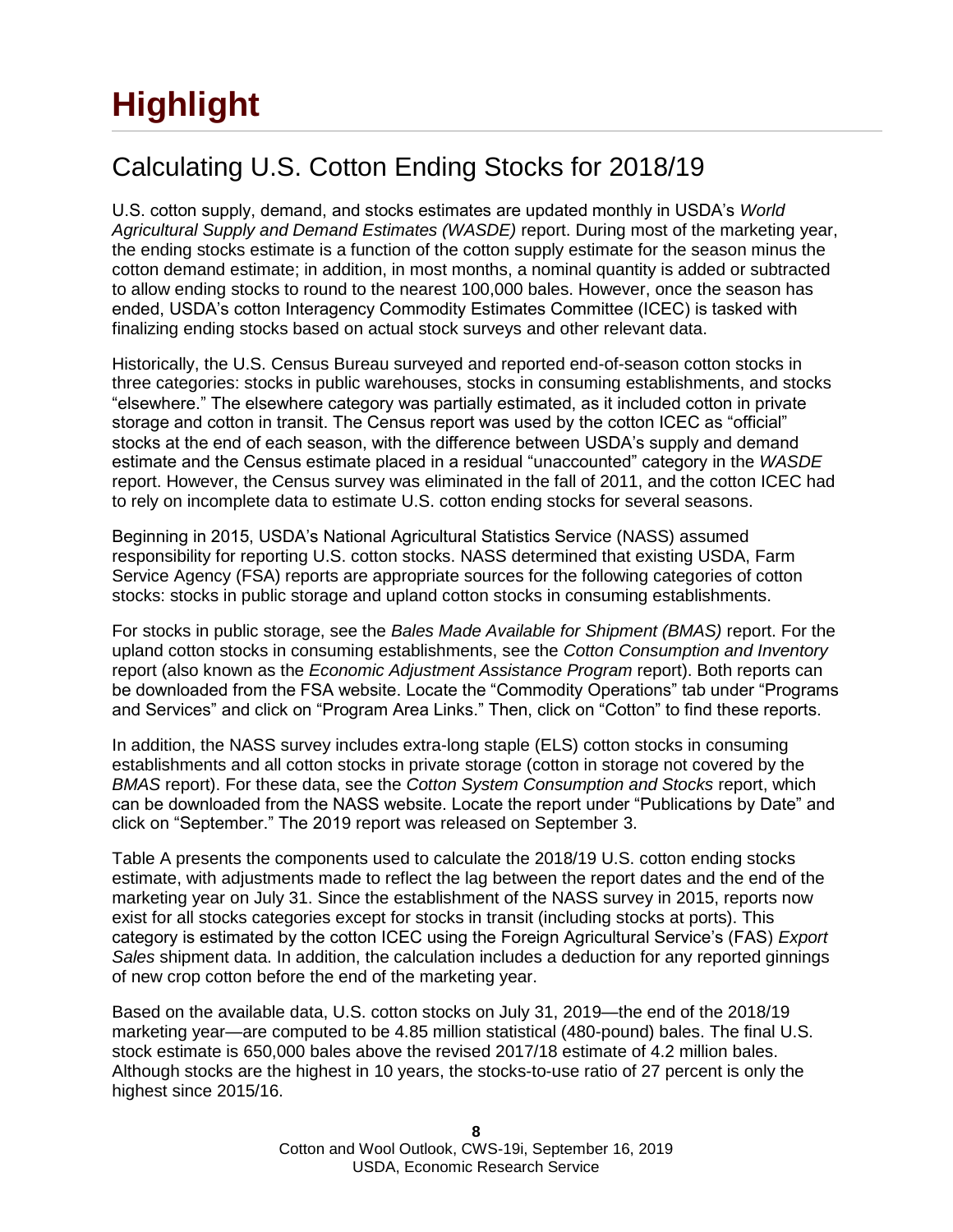# Highlight

## Calculating U.S. Cotton Ending Stocks for 2018/19

U.S. cotton supply, demand, and stocks estimates are updated monthly in USDA's *World Agricultural Supply and Demand Estimates (WASDE)* report. During most of the marketing year, the ending stocks estimate is a function of the cotton supply estimate for the season minus the cotton demand estimate; in addition, in most months, a nominal quantity is added or subtracted to allow ending stocks to round to the nearest 100,000 bales. However, once the season has ended, USDA's cotton Interagency Commodity Estimates Committee (ICEC) is tasked with finalizing ending stocks based on actual stock surveys and other relevant data.

Historically, the U.S. Census Bureau surveyed and reported end-of-season cotton stocks in three categories: stocks in public warehouses, stocks in consuming establishments, and stocks "elsewhere." The elsewhere category was partially estimated, as it included cotton in private storage and cotton in transit. The Census report was used by the cotton ICEC as "official" stocks at the end of each season, with the difference between USDA's supply and demand estimate and the Census estimate placed in a residual "unaccounted" category in the *WASDE* report. However, the Census survey was eliminated in the fall of 2011, and the cotton ICEC had to rely on incomplete data to estimate U.S. cotton ending stocks for several seasons.

Beginning in 2015, USDA's National Agricultural Statistics Service (NASS) assumed responsibility for reporting U.S. cotton stocks. NASS determined that existing USDA, Farm Service Agency (FSA) reports are appropriate sources for the following categories of cotton stocks: stocks in public storage and upland cotton stocks in consuming establishments.

For stocks in public storage, see the *Bales Made Available for Shipment (BMAS)* report. For the upland cotton stocks in consuming establishments, see the *Cotton Consumption and Inventory* report (also known as the *Economic Adjustment Assistance Program* report). Both reports can be downloaded from the FSA website. Locate the "Commodity Operations" tab under "Programs and Services" and click on "Program Area Links." Then, click on "Cotton" to find these reports.

In addition, the NASS survey includes extra-long staple (ELS) cotton stocks in consuming establishments and all cotton stocks in private storage (cotton in storage not covered by the *BMAS* report). For these data, see the *Cotton System Consumption and Stocks* report, which can be downloaded from the NASS website. Locate the report under "Publications by Date" and click on "September." The 2019 report was released on September 3.

Table A presents the components used to calculate the 2018/19 U.S. cotton ending stocks estimate, with adjustments made to reflect the lag between the report dates and the end of the marketing year on July 31. Since the establishment of the NASS survey in 2015, reports now exist for all stocks categories except for stocks in transit (including stocks at ports). This category is estimated by the cotton ICEC using the Foreign Agricultural Service's (FAS) *Export Sales* shipment data. In addition, the calculation includes a deduction for any reported ginnings of new crop cotton before the end of the marketing year.

Based on the available data, U.S. cotton stocks on July 31, 2019—the end of the 2018/19 marketing year—are computed to be 4.85 million statistical (480-pound) bales. The final U.S. stock estimate is 650,000 bales above the revised 2017/18 estimate of 4.2 million bales. Although stocks are the highest in 10 years, the stocks-to-use ratio of 27 percent is only the highest since 2015/16.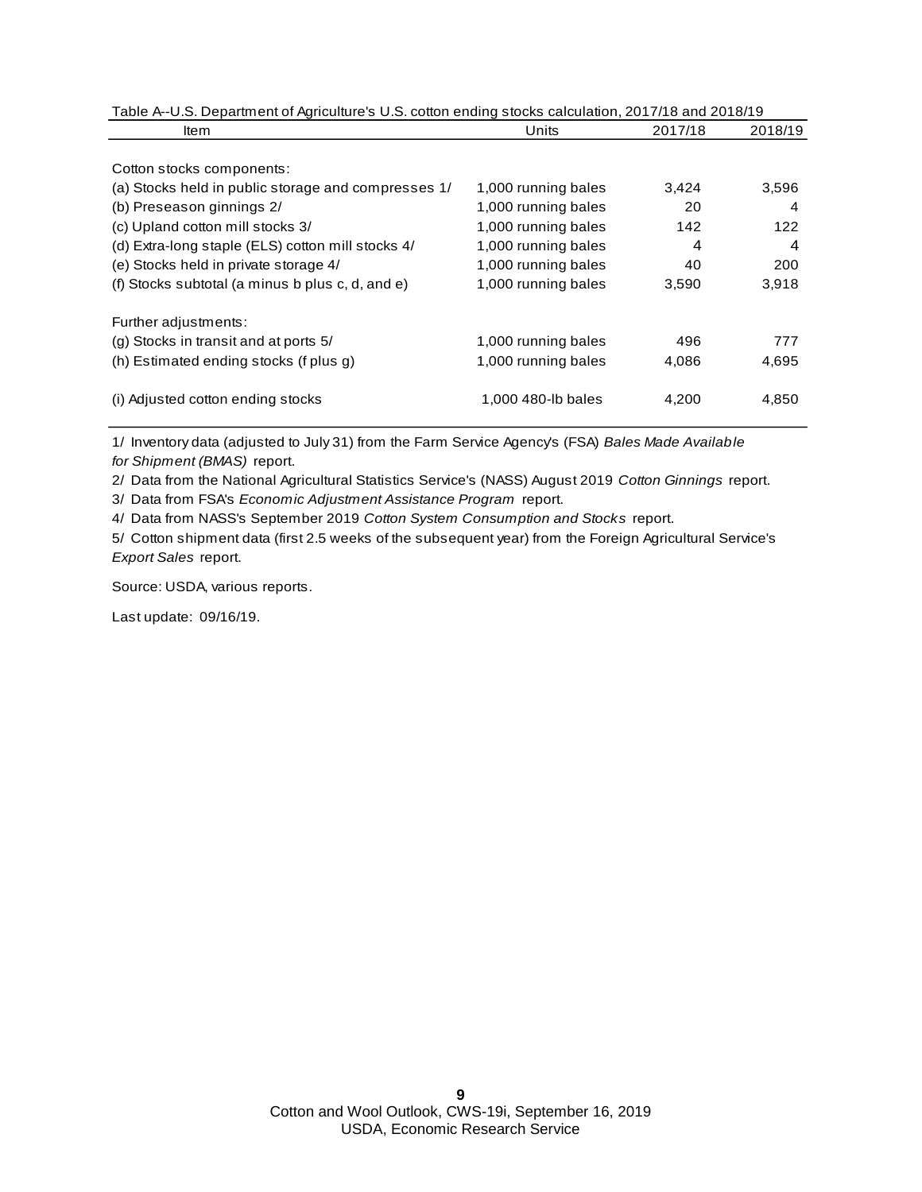Table A--U.S. Department of Agriculture's U.S. cotton ending stocks calculation, 2017/18 and 2018/19

| Item | Units | 2017/18 | 2018/19 |
|---|---|---|---|
| Cotton stocks components: | | | |
| (a) Stocks held in public storage and compresses 1/ | 1,000 running bales | 3,424 | 3,596 |
| (b) Preseason ginnings 2/ | 1,000 running bales | 20 | 4 |
| (c) Upland cotton mill stocks 3/ | 1,000 running bales | 142 | 122 |
| (d) Extra-long staple (ELS) cotton mill stocks 4/ | 1,000 running bales | 4 | 4 |
| (e) Stocks held in private storage 4/ | 1,000 running bales | 40 | 200 |
| (f) Stocks subtotal (a minus b plus c, d, and e) | 1,000 running bales | 3,590 | 3,918 |
| Further adjustments: | | | |
| (g) Stocks in transit and at ports 5/ | 1,000 running bales | 496 | 777 |
| (h) Estimated ending stocks (f plus g) | 1,000 running bales | 4,086 | 4,695 |
| (i) Adjusted cotton ending stocks | 1,000 480-lb bales | 4,200 | 4,850 |

1/ Inventory data (adjusted to July 31) from the Farm Service Agency's (FSA) *Bales Made Available for Shipment (BMAS)* report.

2/ Data from the National Agricultural Statistics Service's (NASS) August 2019 *Cotton Ginnings* report.

3/ Data from FSA's *Economic Adjustment Assistance Program* report.

4/ Data from NASS's September 2019 *Cotton System Consumption and Stocks* report.

5/ Cotton shipment data (first 2.5 weeks of the subsequent year) from the Foreign Agricultural Service's *Export Sales* report.

Source: USDA, various reports.

Last update: 09/16/19.